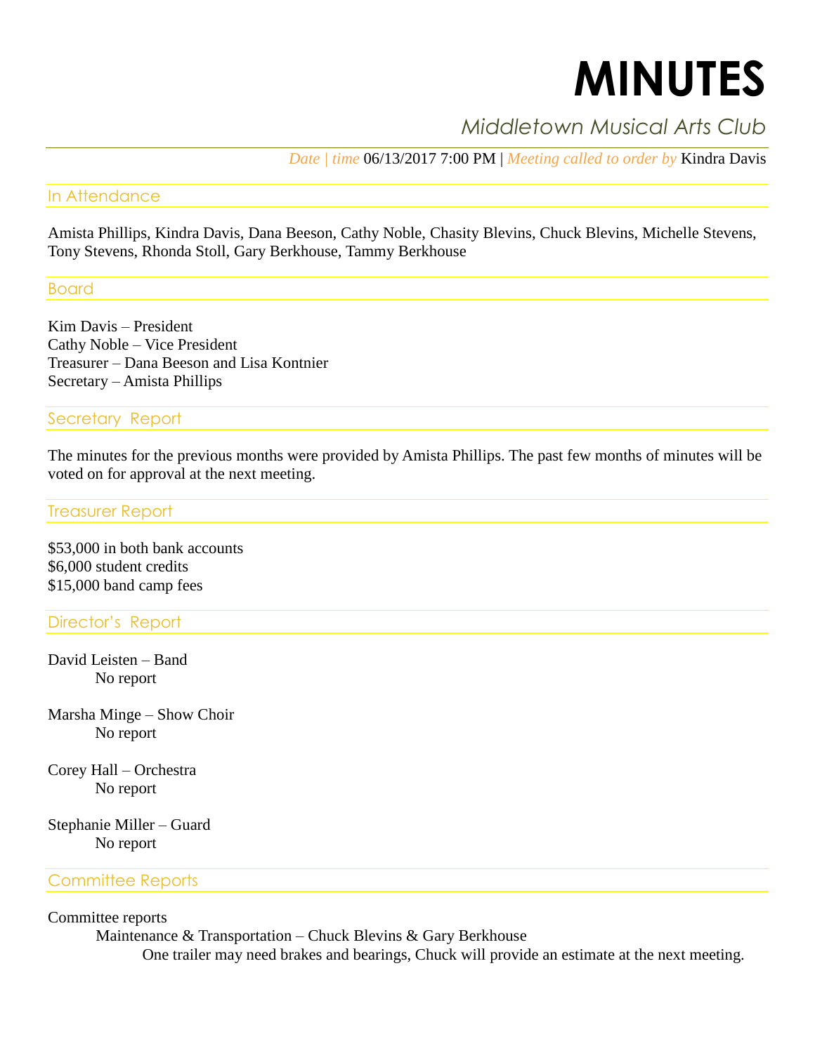# MINUTES

*Middletown Musical Arts Club*

*Date | time* 06/13/2017 7:00 PM | *Meeting called to order by* Kindra Davis

## In Attendance

Amista Phillips, Kindra Davis, Dana Beeson, Cathy Noble, Chasity Blevins, Chuck Blevins, Michelle Stevens, Tony Stevens, Rhonda Stoll, Gary Berkhouse, Tammy Berkhouse

## Board

Kim Davis – President
Cathy Noble – Vice President
Treasurer – Dana Beeson and Lisa Kontnier
Secretary – Amista Phillips

## Secretary Report

The minutes for the previous months were provided by Amista Phillips. The past few months of minutes will be voted on for approval at the next meeting.

## Treasurer Report

$53,000 in both bank accounts
$6,000 student credits
$15,000 band camp fees

## Director's Report

David Leisten – Band
    No report

Marsha Minge – Show Choir
    No report

Corey Hall – Orchestra
    No report

Stephanie Miller – Guard
    No report

## Committee Reports

Committee reports
- Maintenance & Transportation – Chuck Blevins & Gary Berkhouse
  - One trailer may need brakes and bearings, Chuck will provide an estimate at the next meeting.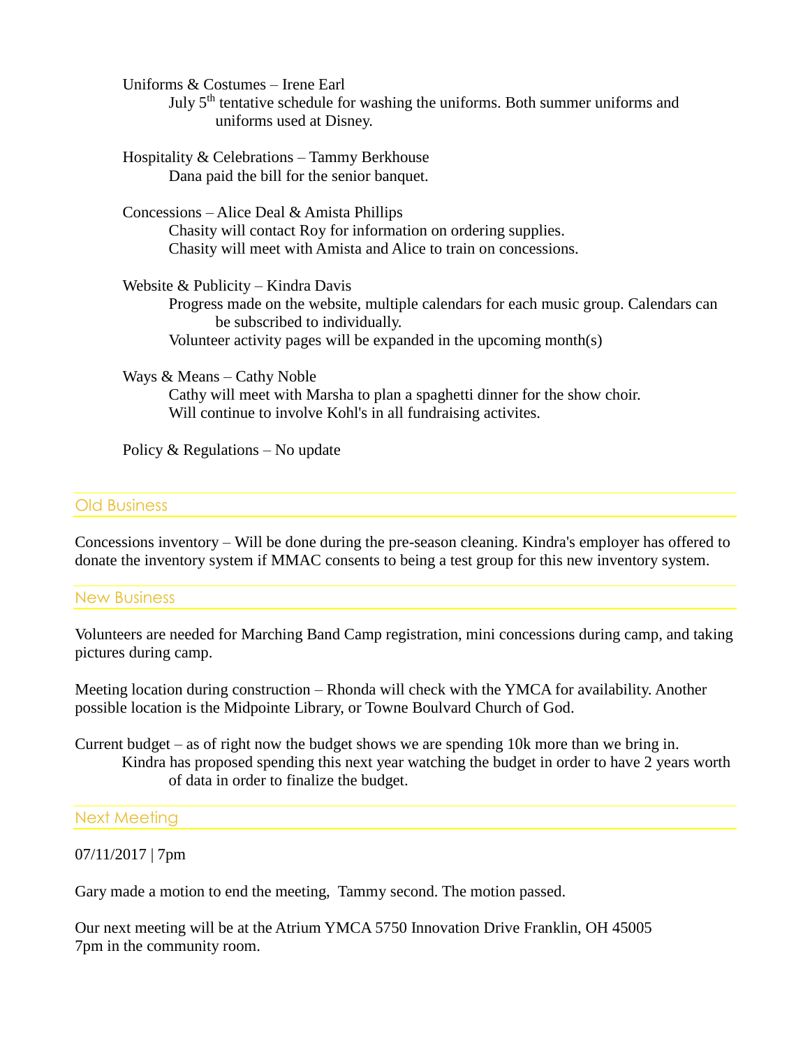Uniforms & Costumes – Irene Earl

July 5th tentative schedule for washing the uniforms. Both summer uniforms and uniforms used at Disney.

Hospitality & Celebrations – Tammy Berkhouse

Dana paid the bill for the senior banquet.

Concessions – Alice Deal & Amista Phillips

Chasity will contact Roy for information on ordering supplies.
Chasity will meet with Amista and Alice to train on concessions.

Website & Publicity – Kindra Davis

Progress made on the website, multiple calendars for each music group. Calendars can be subscribed to individually.
Volunteer activity pages will be expanded in the upcoming month(s)

Ways & Means – Cathy Noble

Cathy will meet with Marsha to plan a spaghetti dinner for the show choir.
Will continue to involve Kohl's in all fundraising activites.

Policy & Regulations – No update

## Old Business

Concessions inventory – Will be done during the pre-season cleaning. Kindra's employer has offered to donate the inventory system if MMAC consents to being a test group for this new inventory system.

## New Business

Volunteers are needed for Marching Band Camp registration, mini concessions during camp, and taking pictures during camp.

Meeting location during construction – Rhonda will check with the YMCA for availability. Another possible location is the Midpointe Library, or Towne Boulvard Church of God.

Current budget – as of right now the budget shows we are spending 10k more than we bring in.

Kindra has proposed spending this next year watching the budget in order to have 2 years worth of data in order to finalize the budget.

## Next Meeting

07/11/2017 | 7pm

Gary made a motion to end the meeting, Tammy second. The motion passed.

Our next meeting will be at the Atrium YMCA 5750 Innovation Drive Franklin, OH 45005
7pm in the community room.